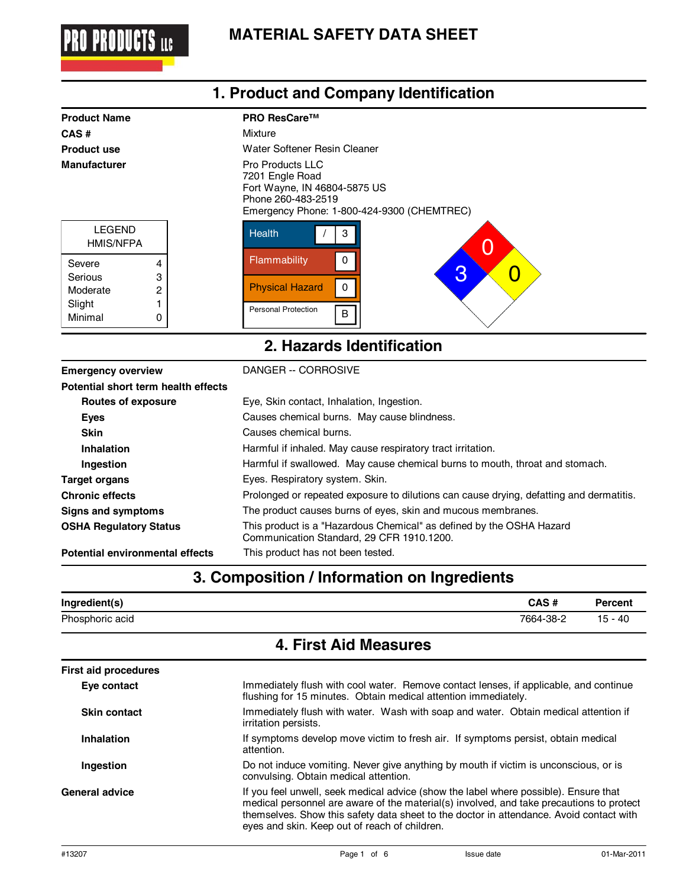# MATERIAL SAFETY DATA SHEET

## 1. Product and Company Identification

| | |
|---|---|
| **Product Name** | **PRO ResCare™** |
| **CAS #** | Mixture |
| **Product use** | Water Softener Resin Cleaner |
| **Manufacturer** | Pro Products LLC<br>7201 Engle Road<br>Fort Wayne, IN 46804-5875 US<br>Phone 260-483-2519<br>Emergency Phone: 1-800-424-9300 (CHEMTREC) |

| LEGEND HMIS/NFPA | |
|---|---|
| Severe | 4 |
| Serious | 3 |
| Moderate | 2 |
| Slight | 1 |
| Minimal | 0 |

| HMIS | |
|---|---|
| Health | / 3 |
| Flammability | 0 |
| Physical Hazard | 0 |
| Personal Protection | B |

NFPA: Health 3, Flammability 0, Instability 0

## 2. Hazards Identification

| | |
|---|---|
| **Emergency overview** | DANGER -- CORROSIVE |
| **Potential short term health effects** | |
| **Routes of exposure** | Eye, Skin contact, Inhalation, Ingestion. |
| **Eyes** | Causes chemical burns. May cause blindness. |
| **Skin** | Causes chemical burns. |
| **Inhalation** | Harmful if inhaled. May cause respiratory tract irritation. |
| **Ingestion** | Harmful if swallowed. May cause chemical burns to mouth, throat and stomach. |
| **Target organs** | Eyes. Respiratory system. Skin. |
| **Chronic effects** | Prolonged or repeated exposure to dilutions can cause drying, defatting and dermatitis. |
| **Signs and symptoms** | The product causes burns of eyes, skin and mucous membranes. |
| **OSHA Regulatory Status** | This product is a "Hazardous Chemical" as defined by the OSHA Hazard Communication Standard, 29 CFR 1910.1200. |
| **Potential environmental effects** | This product has not been tested. |

## 3. Composition / Information on Ingredients

| Ingredient(s) | CAS # | Percent |
|---|---|---|
| Phosphoric acid | 7664-38-2 | 15 - 40 |

## 4. First Aid Measures

| | |
|---|---|
| **First aid procedures** | |
| **Eye contact** | Immediately flush with cool water. Remove contact lenses, if applicable, and continue flushing for 15 minutes. Obtain medical attention immediately. |
| **Skin contact** | Immediately flush with water. Wash with soap and water. Obtain medical attention if irritation persists. |
| **Inhalation** | If symptoms develop move victim to fresh air. If symptoms persist, obtain medical attention. |
| **Ingestion** | Do not induce vomiting. Never give anything by mouth if victim is unconscious, or is convulsing. Obtain medical attention. |
| **General advice** | If you feel unwell, seek medical advice (show the label where possible). Ensure that medical personnel are aware of the material(s) involved, and take precautions to protect themselves. Show this safety data sheet to the doctor in attendance. Avoid contact with eyes and skin. Keep out of reach of children. |

#13207 Issue date 01-Mar-2011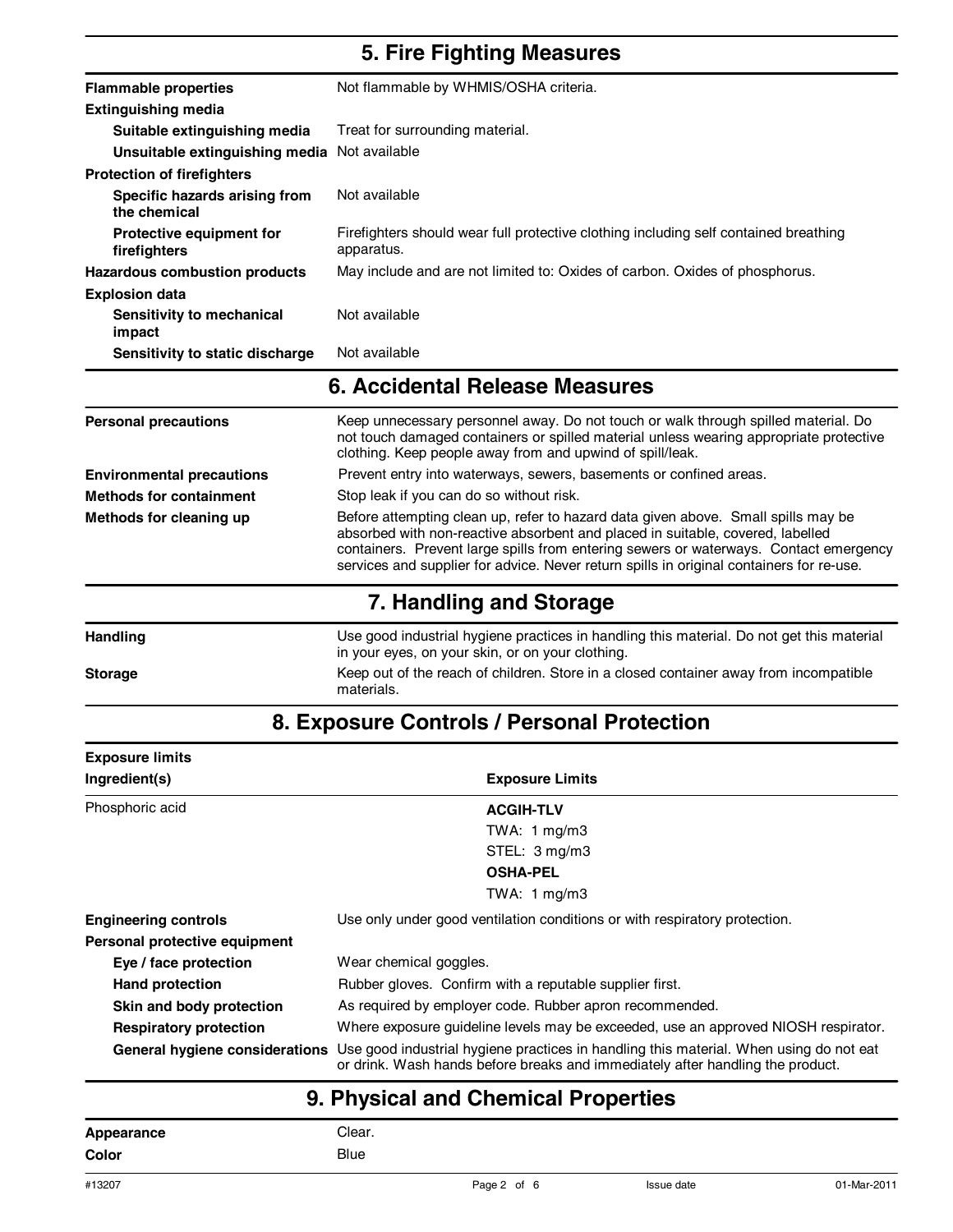## 5. Fire Fighting Measures

| | |
|---|---|
| **Flammable properties** | Not flammable by WHMIS/OSHA criteria. |
| **Extinguishing media** | |
| **Suitable extinguishing media** | Treat for surrounding material. |
| **Unsuitable extinguishing media** | Not available |
| **Protection of firefighters** | |
| **Specific hazards arising from the chemical** | Not available |
| **Protective equipment for firefighters** | Firefighters should wear full protective clothing including self contained breathing apparatus. |
| **Hazardous combustion products** | May include and are not limited to: Oxides of carbon. Oxides of phosphorus. |
| **Explosion data** | |
| **Sensitivity to mechanical impact** | Not available |
| **Sensitivity to static discharge** | Not available |

## 6. Accidental Release Measures

| | |
|---|---|
| **Personal precautions** | Keep unnecessary personnel away. Do not touch or walk through spilled material. Do not touch damaged containers or spilled material unless wearing appropriate protective clothing. Keep people away from and upwind of spill/leak. |
| **Environmental precautions** | Prevent entry into waterways, sewers, basements or confined areas. |
| **Methods for containment** | Stop leak if you can do so without risk. |
| **Methods for cleaning up** | Before attempting clean up, refer to hazard data given above. Small spills may be absorbed with non-reactive absorbent and placed in suitable, covered, labelled containers. Prevent large spills from entering sewers or waterways. Contact emergency services and supplier for advice. Never return spills in original containers for re-use. |

## 7. Handling and Storage

| | |
|---|---|
| **Handling** | Use good industrial hygiene practices in handling this material. Do not get this material in your eyes, on your skin, or on your clothing. |
| **Storage** | Keep out of the reach of children. Store in a closed container away from incompatible materials. |

## 8. Exposure Controls / Personal Protection

**Exposure limits**

| Ingredient(s) | Exposure Limits |
|---|---|
| Phosphoric acid | **ACGIH-TLV**<br>TWA: 1 mg/m3<br>STEL: 3 mg/m3<br>**OSHA-PEL**<br>TWA: 1 mg/m3 |

| | |
|---|---|
| **Engineering controls** | Use only under good ventilation conditions or with respiratory protection. |
| **Personal protective equipment** | |
| **Eye / face protection** | Wear chemical goggles. |
| **Hand protection** | Rubber gloves. Confirm with a reputable supplier first. |
| **Skin and body protection** | As required by employer code. Rubber apron recommended. |
| **Respiratory protection** | Where exposure guideline levels may be exceeded, use an approved NIOSH respirator. |
| **General hygiene considerations** | Use good industrial hygiene practices in handling this material. When using do not eat or drink. Wash hands before breaks and immediately after handling the product. |

## 9. Physical and Chemical Properties

| | |
|---|---|
| **Appearance** | Clear. |
| **Color** | Blue |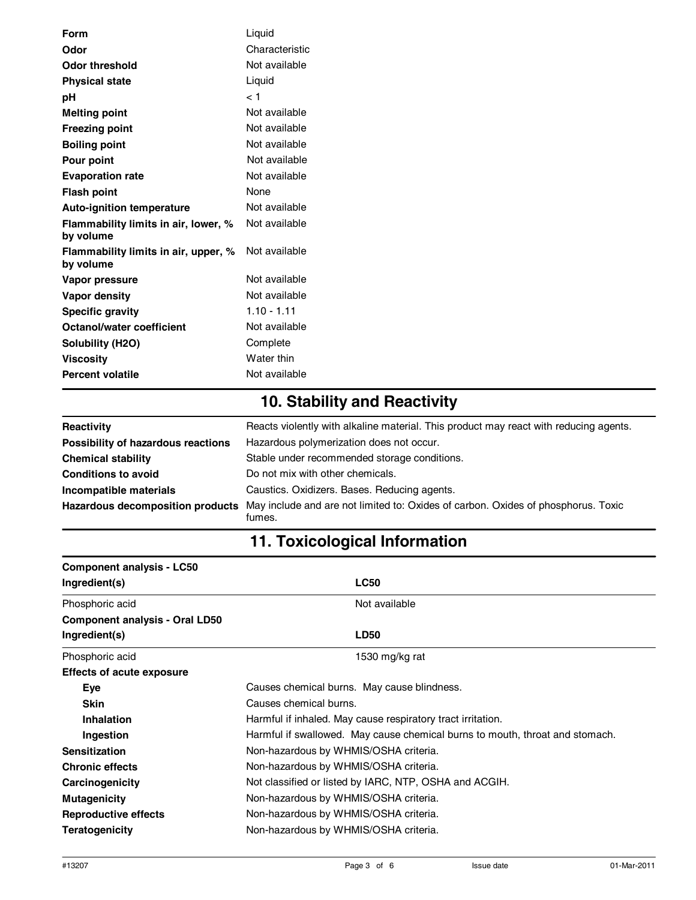| | |
|---|---|
| **Form** | Liquid |
| **Odor** | Characteristic |
| **Odor threshold** | Not available |
| **Physical state** | Liquid |
| **pH** | < 1 |
| **Melting point** | Not available |
| **Freezing point** | Not available |
| **Boiling point** | Not available |
| **Pour point** | Not available |
| **Evaporation rate** | Not available |
| **Flash point** | None |
| **Auto-ignition temperature** | Not available |
| **Flammability limits in air, lower, % by volume** | Not available |
| **Flammability limits in air, upper, % by volume** | Not available |
| **Vapor pressure** | Not available |
| **Vapor density** | Not available |
| **Specific gravity** | 1.10 - 1.11 |
| **Octanol/water coefficient** | Not available |
| **Solubility (H2O)** | Complete |
| **Viscosity** | Water thin |
| **Percent volatile** | Not available |

## 10. Stability and Reactivity

| | |
|---|---|
| **Reactivity** | Reacts violently with alkaline material. This product may react with reducing agents. |
| **Possibility of hazardous reactions** | Hazardous polymerization does not occur. |
| **Chemical stability** | Stable under recommended storage conditions. |
| **Conditions to avoid** | Do not mix with other chemicals. |
| **Incompatible materials** | Caustics. Oxidizers. Bases. Reducing agents. |
| **Hazardous decomposition products** | May include and are not limited to: Oxides of carbon. Oxides of phosphorus. Toxic fumes. |

## 11. Toxicological Information

**Component analysis - LC50**

| Ingredient(s) | LC50 |
|---|---|
| Phosphoric acid | Not available |

**Component analysis - Oral LD50**

| Ingredient(s) | LD50 |
|---|---|
| Phosphoric acid | 1530 mg/kg rat |

**Effects of acute exposure**

| | |
|---|---|
| **Eye** | Causes chemical burns. May cause blindness. |
| **Skin** | Causes chemical burns. |
| **Inhalation** | Harmful if inhaled. May cause respiratory tract irritation. |
| **Ingestion** | Harmful if swallowed. May cause chemical burns to mouth, throat and stomach. |
| **Sensitization** | Non-hazardous by WHMIS/OSHA criteria. |
| **Chronic effects** | Non-hazardous by WHMIS/OSHA criteria. |
| **Carcinogenicity** | Not classified or listed by IARC, NTP, OSHA and ACGIH. |
| **Mutagenicity** | Non-hazardous by WHMIS/OSHA criteria. |
| **Reproductive effects** | Non-hazardous by WHMIS/OSHA criteria. |
| **Teratogenicity** | Non-hazardous by WHMIS/OSHA criteria. |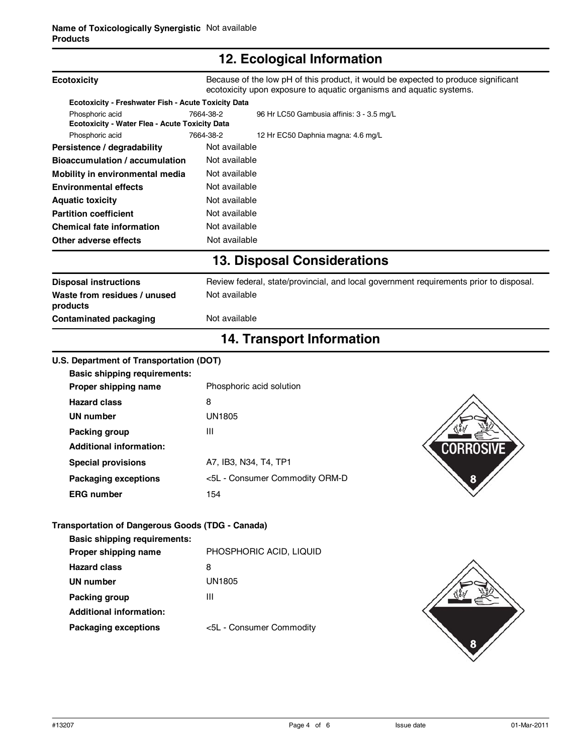**Name of Toxicologically Synergistic Products** Not available

## 12. Ecological Information

**Ecotoxicity** Because of the low pH of this product, it would be expected to produce significant ecotoxicity upon exposure to aquatic organisms and aquatic systems.

**Ecotoxicity - Freshwater Fish - Acute Toxicity Data**

| | | |
|---|---|---|
| Phosphoric acid | 7664-38-2 | 96 Hr LC50 Gambusia affinis: 3 - 3.5 mg/L |

**Ecotoxicity - Water Flea - Acute Toxicity Data**

| | | |
|---|---|---|
| Phosphoric acid | 7664-38-2 | 12 Hr EC50 Daphnia magna: 4.6 mg/L |

| | |
|---|---|
| **Persistence / degradability** | Not available |
| **Bioaccumulation / accumulation** | Not available |
| **Mobility in environmental media** | Not available |
| **Environmental effects** | Not available |
| **Aquatic toxicity** | Not available |
| **Partition coefficient** | Not available |
| **Chemical fate information** | Not available |
| **Other adverse effects** | Not available |

## 13. Disposal Considerations

| | |
|---|---|
| **Disposal instructions** | Review federal, state/provincial, and local government requirements prior to disposal. |
| **Waste from residues / unused products** | Not available |
| **Contaminated packaging** | Not available |

## 14. Transport Information

**U.S. Department of Transportation (DOT)**

**Basic shipping requirements:**

| | |
|---|---|
| **Proper shipping name** | Phosphoric acid solution |
| **Hazard class** | 8 |
| **UN number** | UN1805 |
| **Packing group** | III |

**Additional information:**

| | |
|---|---|
| **Special provisions** | A7, IB3, N34, T4, TP1 |
| **Packaging exceptions** | <5L - Consumer Commodity ORM-D |
| **ERG number** | 154 |

CORROSIVE 8

**Transportation of Dangerous Goods (TDG - Canada)**

**Basic shipping requirements:**

| | |
|---|---|
| **Proper shipping name** | PHOSPHORIC ACID, LIQUID |
| **Hazard class** | 8 |
| **UN number** | UN1805 |
| **Packing group** | III |

**Additional information:**

| | |
|---|---|
| **Packaging exceptions** | <5L - Consumer Commodity |

8

#13207 Issue date 01-Mar-2011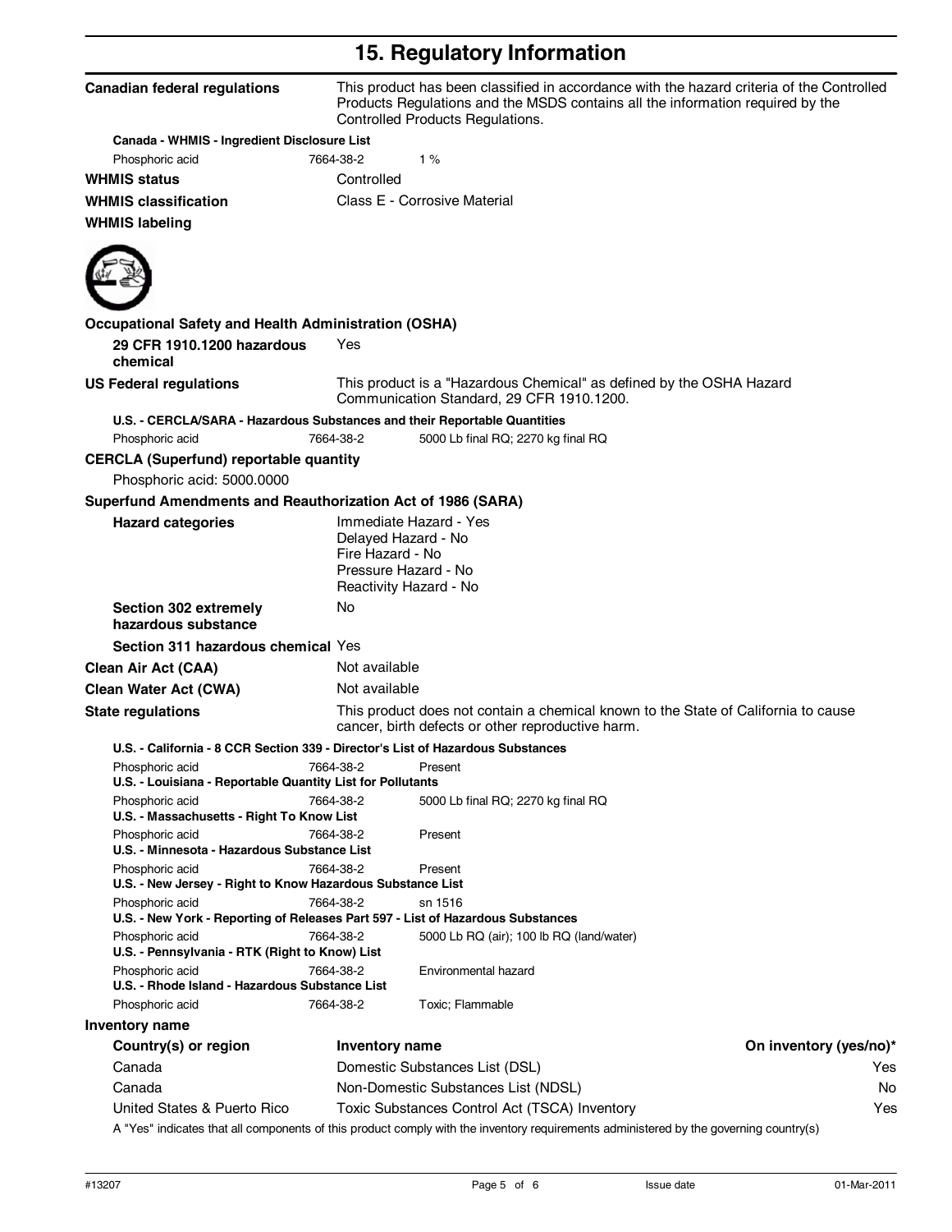# 15. Regulatory Information

**Canadian federal regulations** This product has been classified in accordance with the hazard criteria of the Controlled Products Regulations and the MSDS contains all the information required by the Controlled Products Regulations.

**Canada - WHMIS - Ingredient Disclosure List**

| Phosphoric acid | 7664-38-2 | 1 % |
|---|---|---|

**WHMIS status** Controlled

**WHMIS classification** Class E - Corrosive Material

**WHMIS labeling**

**Occupational Safety and Health Administration (OSHA)**

**29 CFR 1910.1200 hazardous chemical** Yes

**US Federal regulations** This product is a "Hazardous Chemical" as defined by the OSHA Hazard Communication Standard, 29 CFR 1910.1200.

**U.S. - CERCLA/SARA - Hazardous Substances and their Reportable Quantities**

| Phosphoric acid | 7664-38-2 | 5000 Lb final RQ; 2270 kg final RQ |
|---|---|---|

**CERCLA (Superfund) reportable quantity**

Phosphoric acid: 5000.0000

**Superfund Amendments and Reauthorization Act of 1986 (SARA)**

**Hazard categories**
Immediate Hazard - Yes
Delayed Hazard - No
Fire Hazard - No
Pressure Hazard - No
Reactivity Hazard - No

**Section 302 extremely hazardous substance** No

**Section 311 hazardous chemical** Yes

**Clean Air Act (CAA)** Not available

**Clean Water Act (CWA)** Not available

**State regulations** This product does not contain a chemical known to the State of California to cause cancer, birth defects or other reproductive harm.

**U.S. - California - 8 CCR Section 339 - Director's List of Hazardous Substances**

| Phosphoric acid | 7664-38-2 | Present |
|---|---|---|

**U.S. - Louisiana - Reportable Quantity List for Pollutants**

| Phosphoric acid | 7664-38-2 | 5000 Lb final RQ; 2270 kg final RQ |
|---|---|---|

**U.S. - Massachusetts - Right To Know List**

| Phosphoric acid | 7664-38-2 | Present |
|---|---|---|

**U.S. - Minnesota - Hazardous Substance List**

| Phosphoric acid | 7664-38-2 | Present |
|---|---|---|

**U.S. - New Jersey - Right to Know Hazardous Substance List**

| Phosphoric acid | 7664-38-2 | sn 1516 |
|---|---|---|

**U.S. - New York - Reporting of Releases Part 597 - List of Hazardous Substances**

| Phosphoric acid | 7664-38-2 | 5000 Lb RQ (air); 100 lb RQ (land/water) |
|---|---|---|

**U.S. - Pennsylvania - RTK (Right to Know) List**

| Phosphoric acid | 7664-38-2 | Environmental hazard |
|---|---|---|

**U.S. - Rhode Island - Hazardous Substance List**

| Phosphoric acid | 7664-38-2 | Toxic; Flammable |
|---|---|---|

**Inventory name**

| Country(s) or region | Inventory name | On inventory (yes/no)* |
|---|---|---|
| Canada | Domestic Substances List (DSL) | Yes |
| Canada | Non-Domestic Substances List (NDSL) | No |
| United States & Puerto Rico | Toxic Substances Control Act (TSCA) Inventory | Yes |

A "Yes" indicates that all components of this product comply with the inventory requirements administered by the governing country(s)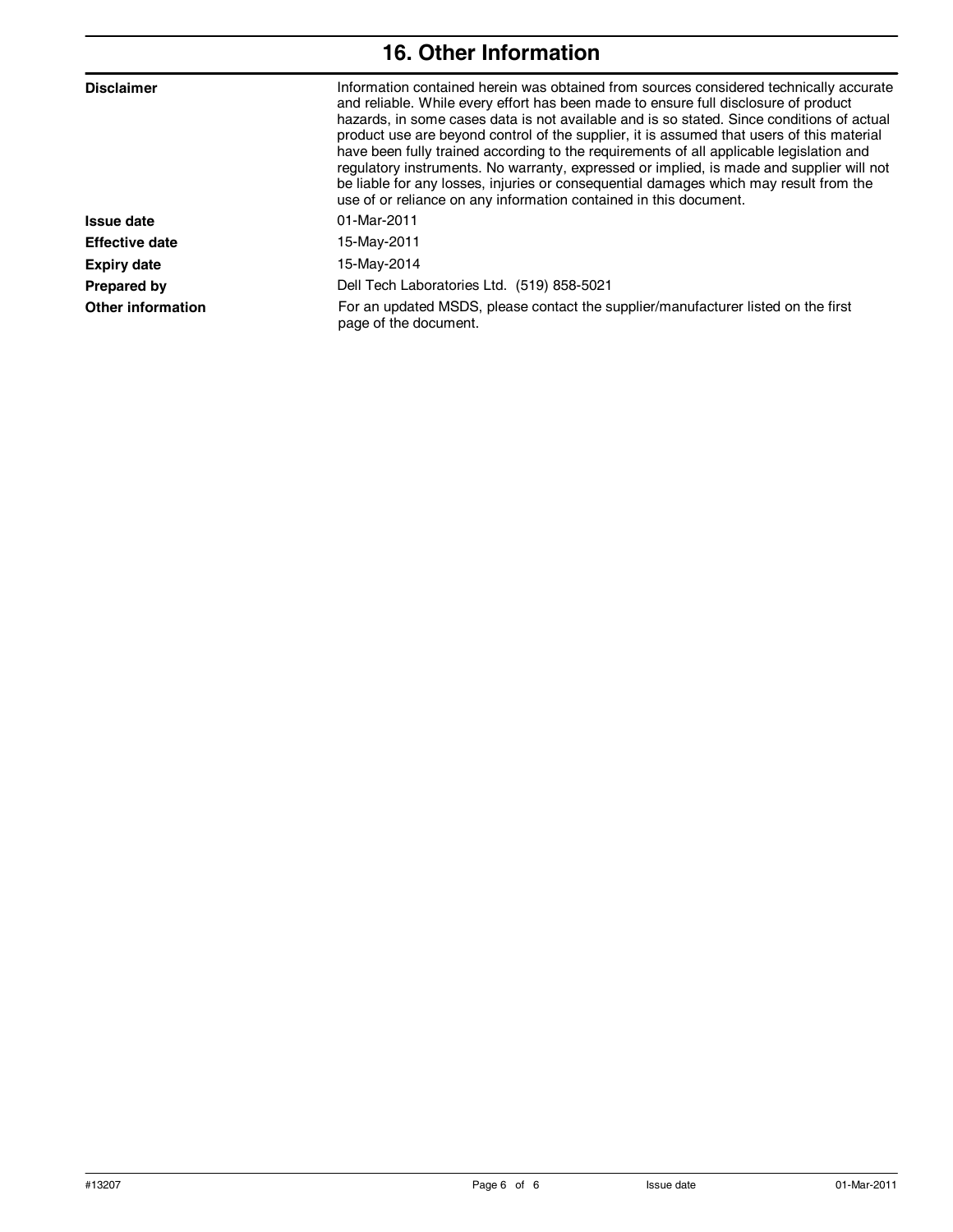## 16. Other Information

| | |
|---|---|
| **Disclaimer** | Information contained herein was obtained from sources considered technically accurate and reliable. While every effort has been made to ensure full disclosure of product hazards, in some cases data is not available and is so stated. Since conditions of actual product use are beyond control of the supplier, it is assumed that users of this material have been fully trained according to the requirements of all applicable legislation and regulatory instruments. No warranty, expressed or implied, is made and supplier will not be liable for any losses, injuries or consequential damages which may result from the use of or reliance on any information contained in this document. |
| **Issue date** | 01-Mar-2011 |
| **Effective date** | 15-May-2011 |
| **Expiry date** | 15-May-2014 |
| **Prepared by** | Dell Tech Laboratories Ltd. (519) 858-5021 |
| **Other information** | For an updated MSDS, please contact the supplier/manufacturer listed on the first page of the document. |